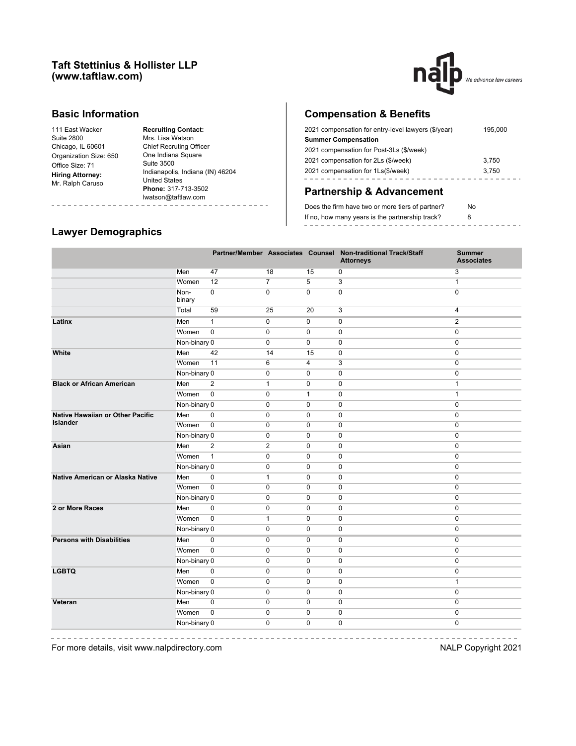## Taft Stettinius & Hollister LLP (www.taftlaw.com)

## Basic Information

111 East Wacker
Suite 2800
Chicago, IL 60601
Organization Size: 650
Office Size: 71
**Hiring Attorney:**
Mr. Ralph Caruso

**Recruiting Contact:**
Mrs. Lisa Watson
Chief Recruting Officer
One Indiana Square
Suite 3500
Indianapolis, Indiana (IN) 46204
United States
**Phone:** 317-713-3502
lwatson@taftlaw.com

## Compensation & Benefits

| | |
|---|---|
| 2021 compensation for entry-level lawyers ($/year) | 195,000 |
| **Summer Compensation** | |
| 2021 compensation for Post-3Ls ($/week) | |
| 2021 compensation for 2Ls ($/week) | 3,750 |
| 2021 compensation for 1Ls($/week) | 3,750 |

## Partnership & Advancement

| | |
|---|---|
| Does the firm have two or more tiers of partner? | No |
| If no, how many years is the partnership track? | 8 |

## Lawyer Demographics

| | | Partner/Member | Associates | Counsel | Non-traditional Track/Staff Attorneys | Summer Associates |
|---|---|---|---|---|---|---|
| | Men | 47 | 18 | 15 | 0 | 3 |
| | Women | 12 | 7 | 5 | 3 | 1 |
| | Non-binary | 0 | 0 | 0 | 0 | 0 |
| | Total | 59 | 25 | 20 | 3 | 4 |
| **Latinx** | Men | 1 | 0 | 0 | 0 | 2 |
| | Women | 0 | 0 | 0 | 0 | 0 |
| | Non-binary | 0 | 0 | 0 | 0 | 0 |
| **White** | Men | 42 | 14 | 15 | 0 | 0 |
| | Women | 11 | 6 | 4 | 3 | 0 |
| | Non-binary | 0 | 0 | 0 | 0 | 0 |
| **Black or African American** | Men | 2 | 1 | 0 | 0 | 1 |
| | Women | 0 | 0 | 1 | 0 | 1 |
| | Non-binary | 0 | 0 | 0 | 0 | 0 |
| **Native Hawaiian or Other Pacific Islander** | Men | 0 | 0 | 0 | 0 | 0 |
| | Women | 0 | 0 | 0 | 0 | 0 |
| | Non-binary | 0 | 0 | 0 | 0 | 0 |
| **Asian** | Men | 2 | 2 | 0 | 0 | 0 |
| | Women | 1 | 0 | 0 | 0 | 0 |
| | Non-binary | 0 | 0 | 0 | 0 | 0 |
| **Native American or Alaska Native** | Men | 0 | 1 | 0 | 0 | 0 |
| | Women | 0 | 0 | 0 | 0 | 0 |
| | Non-binary | 0 | 0 | 0 | 0 | 0 |
| **2 or More Races** | Men | 0 | 0 | 0 | 0 | 0 |
| | Women | 0 | 1 | 0 | 0 | 0 |
| | Non-binary | 0 | 0 | 0 | 0 | 0 |
| **Persons with Disabilities** | Men | 0 | 0 | 0 | 0 | 0 |
| | Women | 0 | 0 | 0 | 0 | 0 |
| | Non-binary | 0 | 0 | 0 | 0 | 0 |
| **LGBTQ** | Men | 0 | 0 | 0 | 0 | 0 |
| | Women | 0 | 0 | 0 | 0 | 1 |
| | Non-binary | 0 | 0 | 0 | 0 | 0 |
| **Veteran** | Men | 0 | 0 | 0 | 0 | 0 |
| | Women | 0 | 0 | 0 | 0 | 0 |
| | Non-binary | 0 | 0 | 0 | 0 | 0 |

For more details, visit www.nalpdirectory.com

NALP Copyright 2021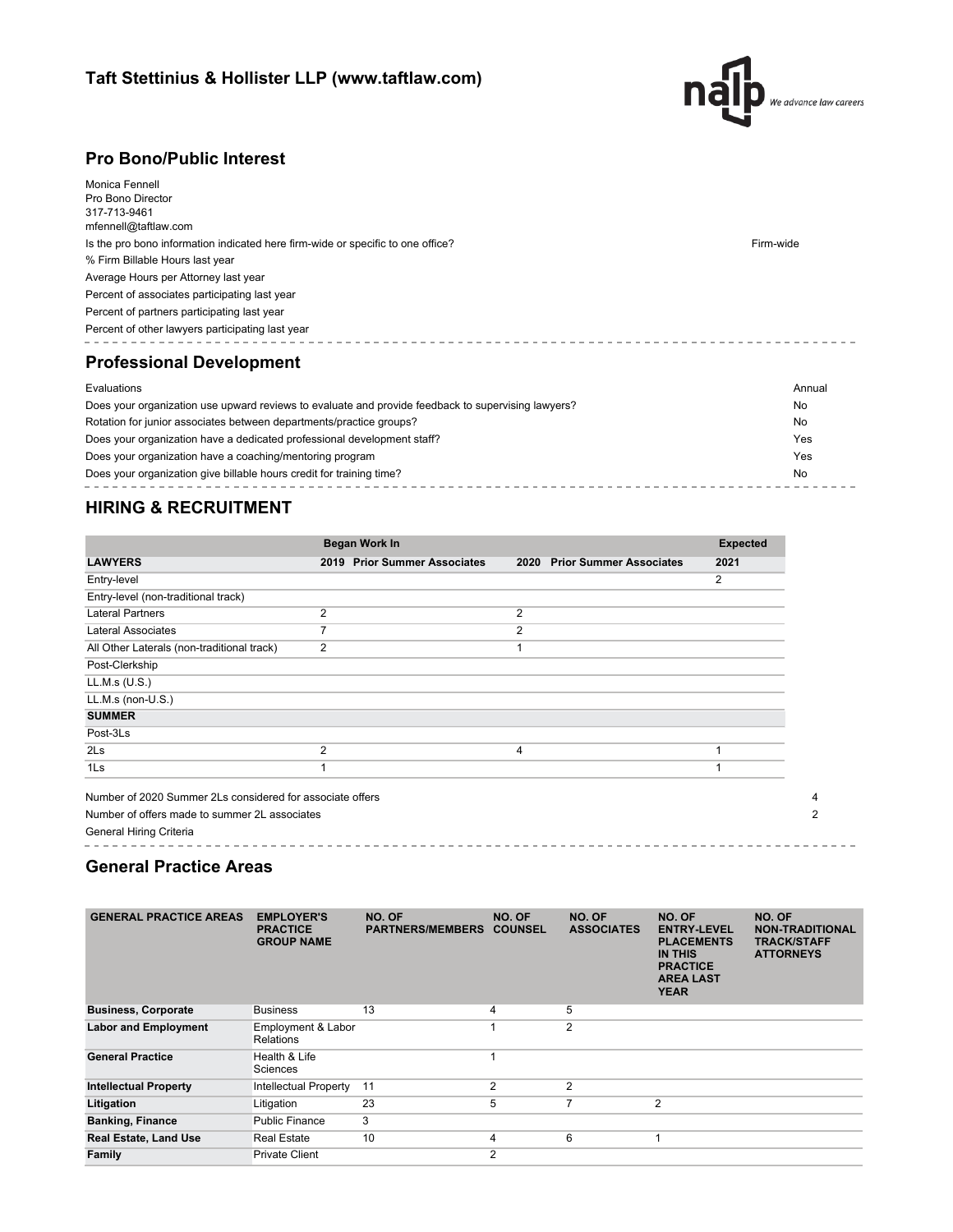## Taft Stettinius & Hollister LLP (www.taftlaw.com)

## Pro Bono/Public Interest

Monica Fennell
Pro Bono Director
317-713-9461
mfennell@taftlaw.com

| | |
|---|---|
| Is the pro bono information indicated here firm-wide or specific to one office? | Firm-wide |
| % Firm Billable Hours last year | |
| Average Hours per Attorney last year | |
| Percent of associates participating last year | |
| Percent of partners participating last year | |
| Percent of other lawyers participating last year | |

## Professional Development

| | |
|---|---|
| Evaluations | Annual |
| Does your organization use upward reviews to evaluate and provide feedback to supervising lawyers? | No |
| Rotation for junior associates between departments/practice groups? | No |
| Does your organization have a dedicated professional development staff? | Yes |
| Does your organization have a coaching/mentoring program | Yes |
| Does your organization give billable hours credit for training time? | No |

## HIRING & RECRUITMENT

| | Began Work In | | | | Expected |
|---|---|---|---|---|---|
| **LAWYERS** | **2019** | **Prior Summer Associates** | **2020** | **Prior Summer Associates** | **2021** |
| Entry-level | | | | | 2 |
| Entry-level (non-traditional track) | | | | | |
| Lateral Partners | 2 | | 2 | | |
| Lateral Associates | 7 | | 2 | | |
| All Other Laterals (non-traditional track) | 2 | | 1 | | |
| Post-Clerkship | | | | | |
| LL.M.s (U.S.) | | | | | |
| LL.M.s (non-U.S.) | | | | | |
| **SUMMER** | | | | | |
| Post-3Ls | | | | | |
| 2Ls | 2 | | 4 | | 1 |
| 1Ls | 1 | | | | 1 |

| | |
|---|---|
| Number of 2020 Summer 2Ls considered for associate offers | 4 |
| Number of offers made to summer 2L associates | 2 |
| General Hiring Criteria | |

## General Practice Areas

| GENERAL PRACTICE AREAS | EMPLOYER'S PRACTICE GROUP NAME | NO. OF PARTNERS/MEMBERS | NO. OF COUNSEL | NO. OF ASSOCIATES | NO. OF ENTRY-LEVEL PLACEMENTS IN THIS PRACTICE AREA LAST YEAR | NO. OF NON-TRADITIONAL TRACK/STAFF ATTORNEYS |
|---|---|---|---|---|---|---|
| **Business, Corporate** | Business | 13 | 4 | 5 | | |
| **Labor and Employment** | Employment & Labor Relations | | 1 | 2 | | |
| **General Practice** | Health & Life Sciences | | 1 | | | |
| **Intellectual Property** | Intellectual Property | 11 | 2 | 2 | | |
| **Litigation** | Litigation | 23 | 5 | 7 | 2 | |
| **Banking, Finance** | Public Finance | 3 | | | | |
| **Real Estate, Land Use** | Real Estate | 10 | 4 | 6 | 1 | |
| **Family** | Private Client | | 2 | | | |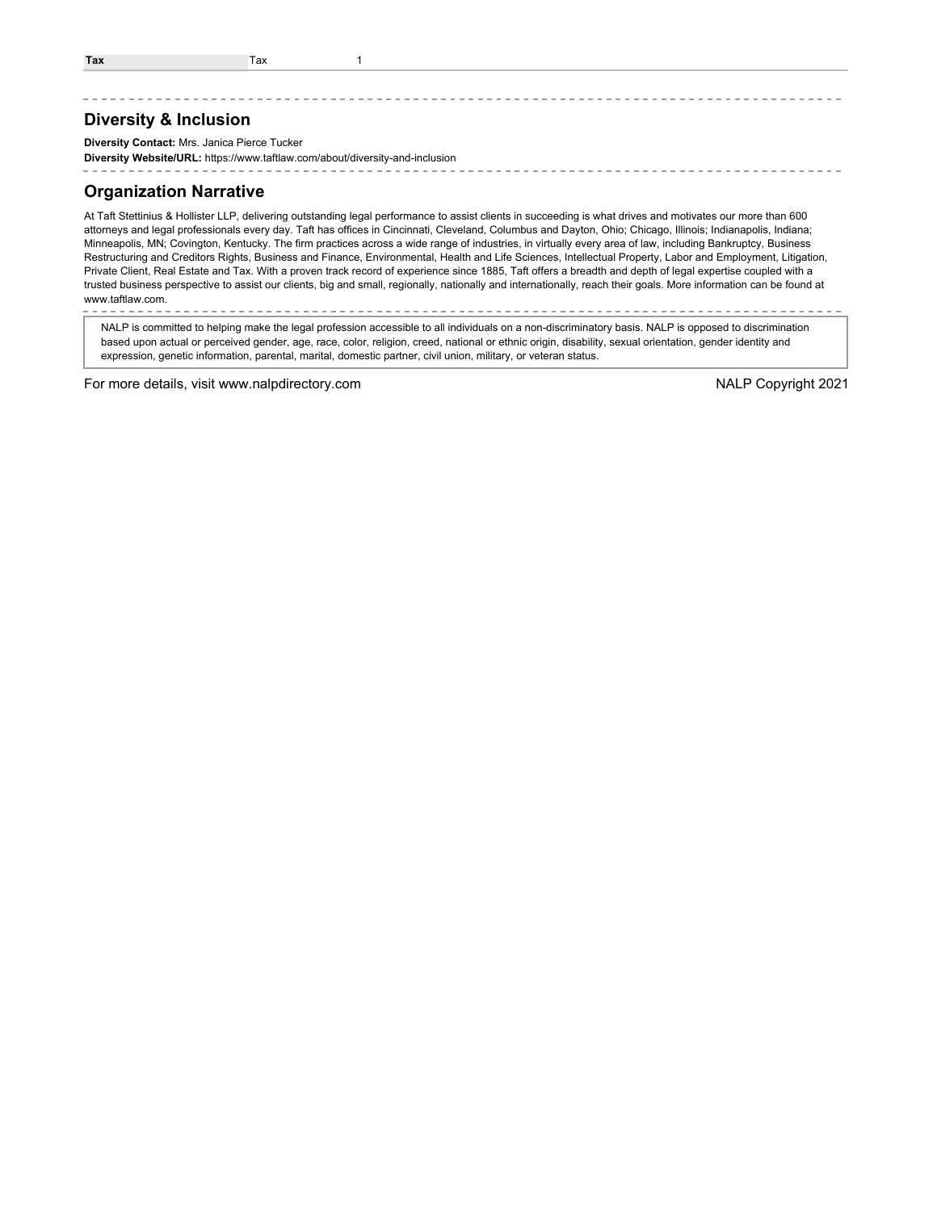| | | |
|---|---|---|
| **Tax** | Tax | 1 |

## Diversity & Inclusion

**Diversity Contact:** Mrs. Janica Pierce Tucker

**Diversity Website/URL:** https://www.taftlaw.com/about/diversity-and-inclusion

## Organization Narrative

At Taft Stettinius & Hollister LLP, delivering outstanding legal performance to assist clients in succeeding is what drives and motivates our more than 600 attorneys and legal professionals every day. Taft has offices in Cincinnati, Cleveland, Columbus and Dayton, Ohio; Chicago, Illinois; Indianapolis, Indiana; Minneapolis, MN; Covington, Kentucky. The firm practices across a wide range of industries, in virtually every area of law, including Bankruptcy, Business Restructuring and Creditors Rights, Business and Finance, Environmental, Health and Life Sciences, Intellectual Property, Labor and Employment, Litigation, Private Client, Real Estate and Tax. With a proven track record of experience since 1885, Taft offers a breadth and depth of legal expertise coupled with a trusted business perspective to assist our clients, big and small, regionally, nationally and internationally, reach their goals. More information can be found at www.taftlaw.com.

NALP is committed to helping make the legal profession accessible to all individuals on a non-discriminatory basis. NALP is opposed to discrimination based upon actual or perceived gender, age, race, color, religion, creed, national or ethnic origin, disability, sexual orientation, gender identity and expression, genetic information, parental, marital, domestic partner, civil union, military, or veteran status.

For more details, visit www.nalpdirectory.com

NALP Copyright 2021